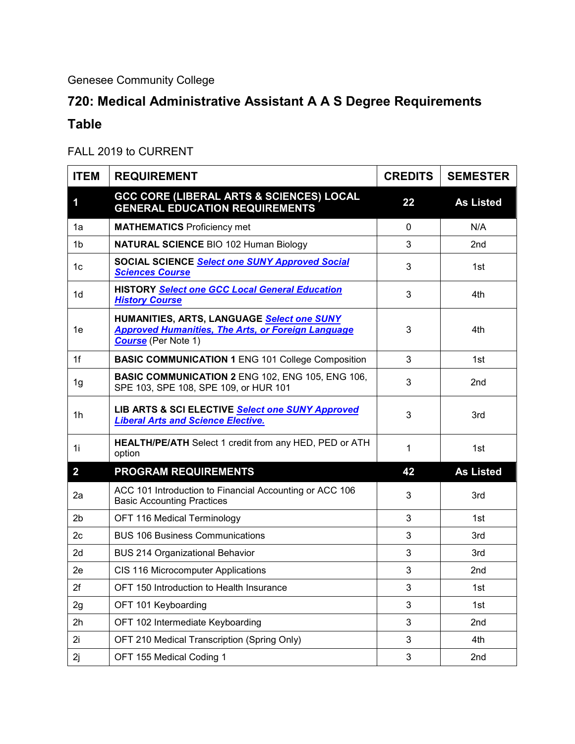Genesee Community College

# 720: Medical Administrative Assistant A A S Degree Requirements Table

FALL 2019 to CURRENT

| ITEM | REQUIREMENT | CREDITS | SEMESTER |
|---|---|---|---|
| **1** | **GCC CORE (LIBERAL ARTS & SCIENCES) LOCAL GENERAL EDUCATION REQUIREMENTS** | **22** | **As Listed** |
| 1a | **MATHEMATICS** Proficiency met | 0 | N/A |
| 1b | **NATURAL SCIENCE** BIO 102 Human Biology | 3 | 2nd |
| 1c | **SOCIAL SCIENCE** ***Select one SUNY Approved Social Sciences Course*** | 3 | 1st |
| 1d | **HISTORY** ***Select one GCC Local General Education History Course*** | 3 | 4th |
| 1e | **HUMANITIES, ARTS, LANGUAGE** ***Select one SUNY Approved Humanities, The Arts, or Foreign Language Course*** (Per Note 1) | 3 | 4th |
| 1f | **BASIC COMMUNICATION 1** ENG 101 College Composition | 3 | 1st |
| 1g | **BASIC COMMUNICATION 2** ENG 102, ENG 105, ENG 106, SPE 103, SPE 108, SPE 109, or HUR 101 | 3 | 2nd |
| 1h | **LIB ARTS & SCI ELECTIVE** ***Select one SUNY Approved Liberal Arts and Science Elective.*** | 3 | 3rd |
| 1i | **HEALTH/PE/ATH** Select 1 credit from any HED, PED or ATH option | 1 | 1st |
| **2** | **PROGRAM REQUIREMENTS** | **42** | **As Listed** |
| 2a | ACC 101 Introduction to Financial Accounting or ACC 106 Basic Accounting Practices | 3 | 3rd |
| 2b | OFT 116 Medical Terminology | 3 | 1st |
| 2c | BUS 106 Business Communications | 3 | 3rd |
| 2d | BUS 214 Organizational Behavior | 3 | 3rd |
| 2e | CIS 116 Microcomputer Applications | 3 | 2nd |
| 2f | OFT 150 Introduction to Health Insurance | 3 | 1st |
| 2g | OFT 101 Keyboarding | 3 | 1st |
| 2h | OFT 102 Intermediate Keyboarding | 3 | 2nd |
| 2i | OFT 210 Medical Transcription (Spring Only) | 3 | 4th |
| 2j | OFT 155 Medical Coding 1 | 3 | 2nd |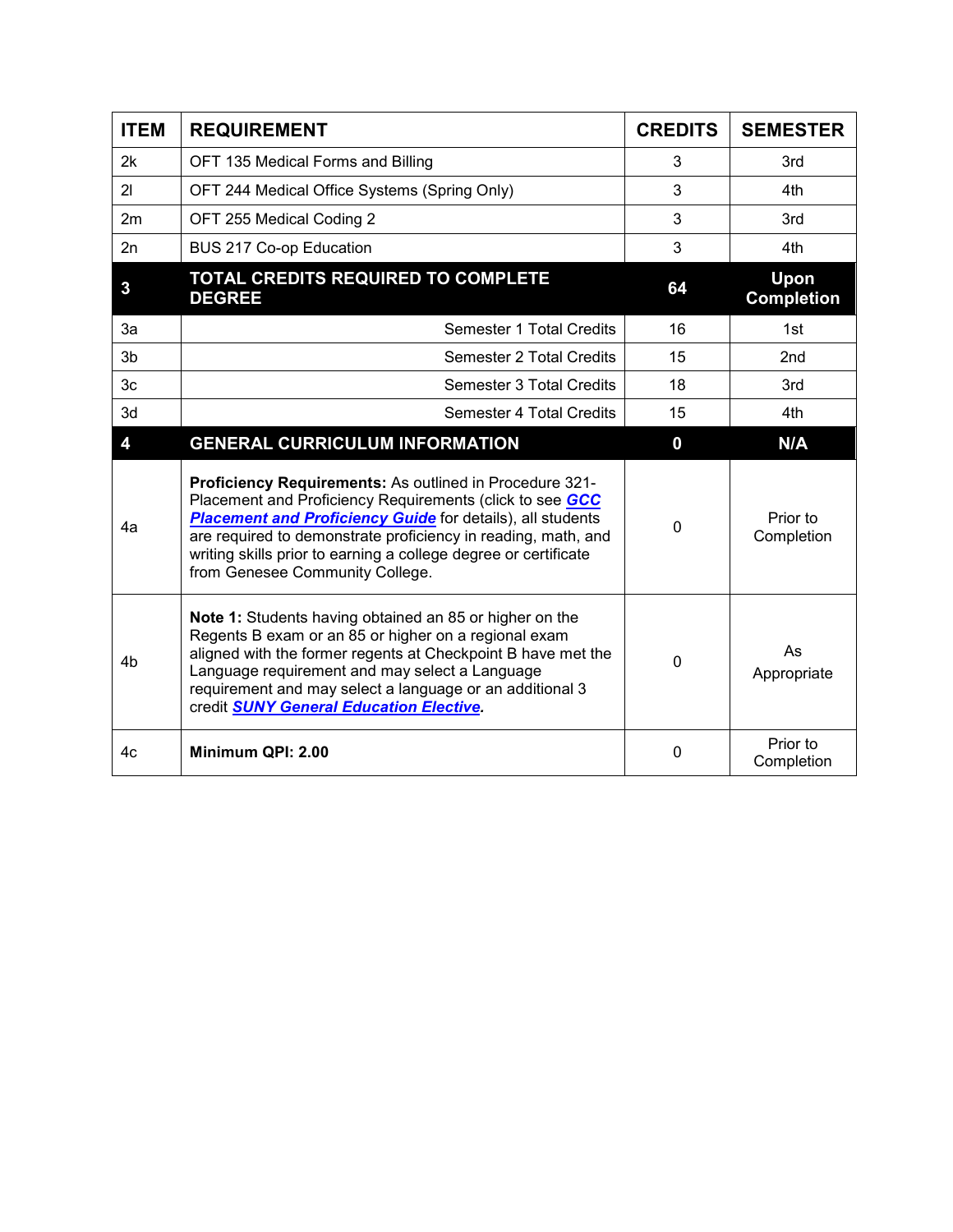| ITEM | REQUIREMENT | CREDITS | SEMESTER |
|---|---|---|---|
| 2k | OFT 135 Medical Forms and Billing | 3 | 3rd |
| 2l | OFT 244 Medical Office Systems (Spring Only) | 3 | 4th |
| 2m | OFT 255 Medical Coding 2 | 3 | 3rd |
| 2n | BUS 217 Co-op Education | 3 | 4th |
| **3** | **TOTAL CREDITS REQUIRED TO COMPLETE DEGREE** | **64** | **Upon Completion** |
| 3a | Semester 1 Total Credits | 16 | 1st |
| 3b | Semester 2 Total Credits | 15 | 2nd |
| 3c | Semester 3 Total Credits | 18 | 3rd |
| 3d | Semester 4 Total Credits | 15 | 4th |
| **4** | **GENERAL CURRICULUM INFORMATION** | **0** | **N/A** |
| 4a | **Proficiency Requirements:** As outlined in Procedure 321-Placement and Proficiency Requirements (click to see ***GCC Placement and Proficiency Guide*** for details), all students are required to demonstrate proficiency in reading, math, and writing skills prior to earning a college degree or certificate from Genesee Community College. | 0 | Prior to Completion |
| 4b | **Note 1:** Students having obtained an 85 or higher on the Regents B exam or an 85 or higher on a regional exam aligned with the former regents at Checkpoint B have met the Language requirement and may select a Language requirement and may select a language or an additional 3 credit ***SUNY General Education Elective.*** | 0 | As Appropriate |
| 4c | **Minimum QPI: 2.00** | 0 | Prior to Completion |